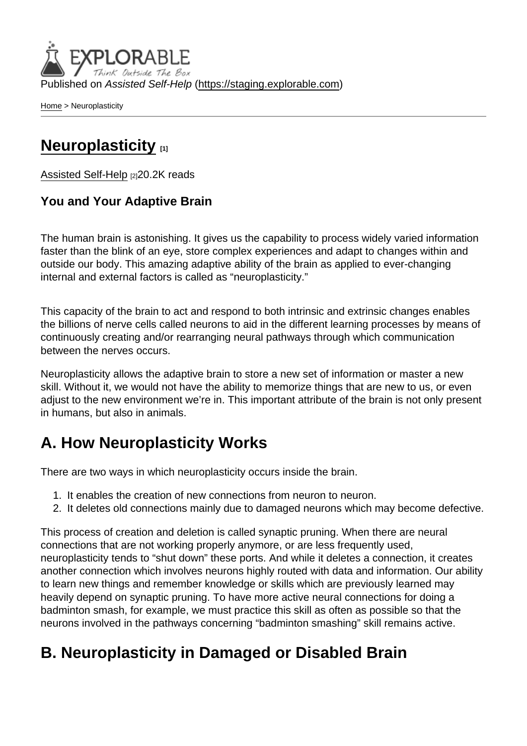Published on *Assisted Self-Help* (https://staging.explorable.com)

Home > Neuroplasticity

# Neuroplasticity [1]

Assisted Self-Help [2]20.2K reads

**You and Your Adaptive Brain**

The human brain is astonishing. It gives us the capability to process widely varied information faster than the blink of an eye, store complex experiences and adapt to changes within and outside our body. This amazing adaptive ability of the brain as applied to ever-changing internal and external factors is called as "neuroplasticity."

This capacity of the brain to act and respond to both intrinsic and extrinsic changes enables the billions of nerve cells called neurons to aid in the different learning processes by means of continuously creating and/or rearranging neural pathways through which communication between the nerves occurs.

Neuroplasticity allows the adaptive brain to store a new set of information or master a new skill. Without it, we would not have the ability to memorize things that are new to us, or even adjust to the new environment we're in. This important attribute of the brain is not only present in humans, but also in animals.

## A. How Neuroplasticity Works

There are two ways in which neuroplasticity occurs inside the brain.

1. It enables the creation of new connections from neuron to neuron.
2. It deletes old connections mainly due to damaged neurons which may become defective.

This process of creation and deletion is called synaptic pruning. When there are neural connections that are not working properly anymore, or are less frequently used, neuroplasticity tends to "shut down" these ports. And while it deletes a connection, it creates another connection which involves neurons highly routed with data and information. Our ability to learn new things and remember knowledge or skills which are previously learned may heavily depend on synaptic pruning. To have more active neural connections for doing a badminton smash, for example, we must practice this skill as often as possible so that the neurons involved in the pathways concerning "badminton smashing" skill remains active.

## B. Neuroplasticity in Damaged or Disabled Brain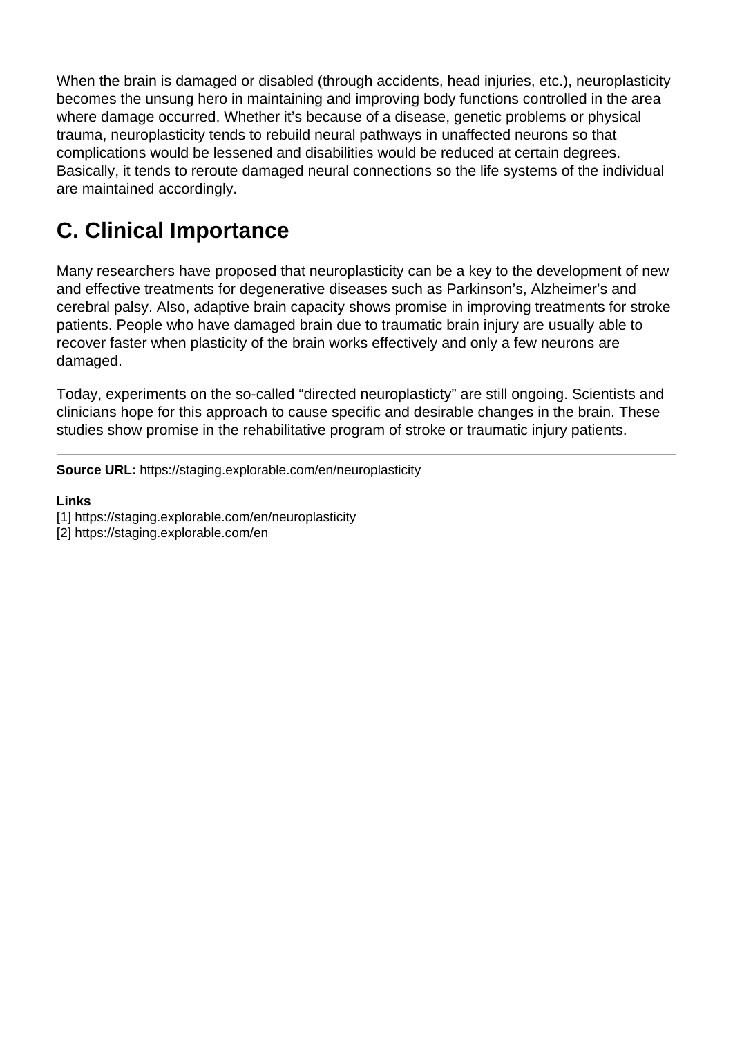When the brain is damaged or disabled (through accidents, head injuries, etc.), neuroplasticity becomes the unsung hero in maintaining and improving body functions controlled in the area where damage occurred. Whether it's because of a disease, genetic problems or physical trauma, neuroplasticity tends to rebuild neural pathways in unaffected neurons so that complications would be lessened and disabilities would be reduced at certain degrees. Basically, it tends to reroute damaged neural connections so the life systems of the individual are maintained accordingly.

## C. Clinical Importance

Many researchers have proposed that neuroplasticity can be a key to the development of new and effective treatments for degenerative diseases such as Parkinson's, Alzheimer's and cerebral palsy. Also, adaptive brain capacity shows promise in improving treatments for stroke patients. People who have damaged brain due to traumatic brain injury are usually able to recover faster when plasticity of the brain works effectively and only a few neurons are damaged.

Today, experiments on the so-called "directed neuroplasticty" are still ongoing. Scientists and clinicians hope for this approach to cause specific and desirable changes in the brain. These studies show promise in the rehabilitative program of stroke or traumatic injury patients.

---

**Source URL:** https://staging.explorable.com/en/neuroplasticity

**Links**
[1] https://staging.explorable.com/en/neuroplasticity
[2] https://staging.explorable.com/en